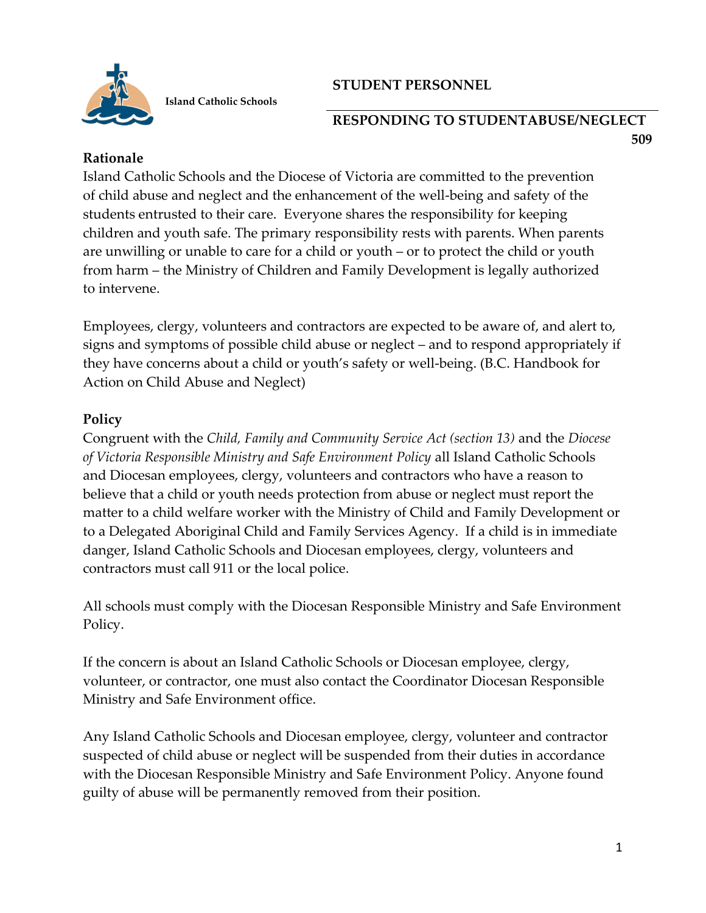**Island Catholic Schools**

**STUDENT PERSONNEL**

# RESPONDING TO STUDENTABUSE/NEGLECT

**509**

## Rationale

Island Catholic Schools and the Diocese of Victoria are committed to the prevention of child abuse and neglect and the enhancement of the well-being and safety of the students entrusted to their care. Everyone shares the responsibility for keeping children and youth safe. The primary responsibility rests with parents. When parents are unwilling or unable to care for a child or youth – or to protect the child or youth from harm – the Ministry of Children and Family Development is legally authorized to intervene.

Employees, clergy, volunteers and contractors are expected to be aware of, and alert to, signs and symptoms of possible child abuse or neglect – and to respond appropriately if they have concerns about a child or youth's safety or well-being. (B.C. Handbook for Action on Child Abuse and Neglect)

## Policy

Congruent with the *Child, Family and Community Service Act (section 13)* and the *Diocese of Victoria Responsible Ministry and Safe Environment Policy* all Island Catholic Schools and Diocesan employees, clergy, volunteers and contractors who have a reason to believe that a child or youth needs protection from abuse or neglect must report the matter to a child welfare worker with the Ministry of Child and Family Development or to a Delegated Aboriginal Child and Family Services Agency. If a child is in immediate danger, Island Catholic Schools and Diocesan employees, clergy, volunteers and contractors must call 911 or the local police.

All schools must comply with the Diocesan Responsible Ministry and Safe Environment Policy.

If the concern is about an Island Catholic Schools or Diocesan employee, clergy, volunteer, or contractor, one must also contact the Coordinator Diocesan Responsible Ministry and Safe Environment office.

Any Island Catholic Schools and Diocesan employee, clergy, volunteer and contractor suspected of child abuse or neglect will be suspended from their duties in accordance with the Diocesan Responsible Ministry and Safe Environment Policy. Anyone found guilty of abuse will be permanently removed from their position.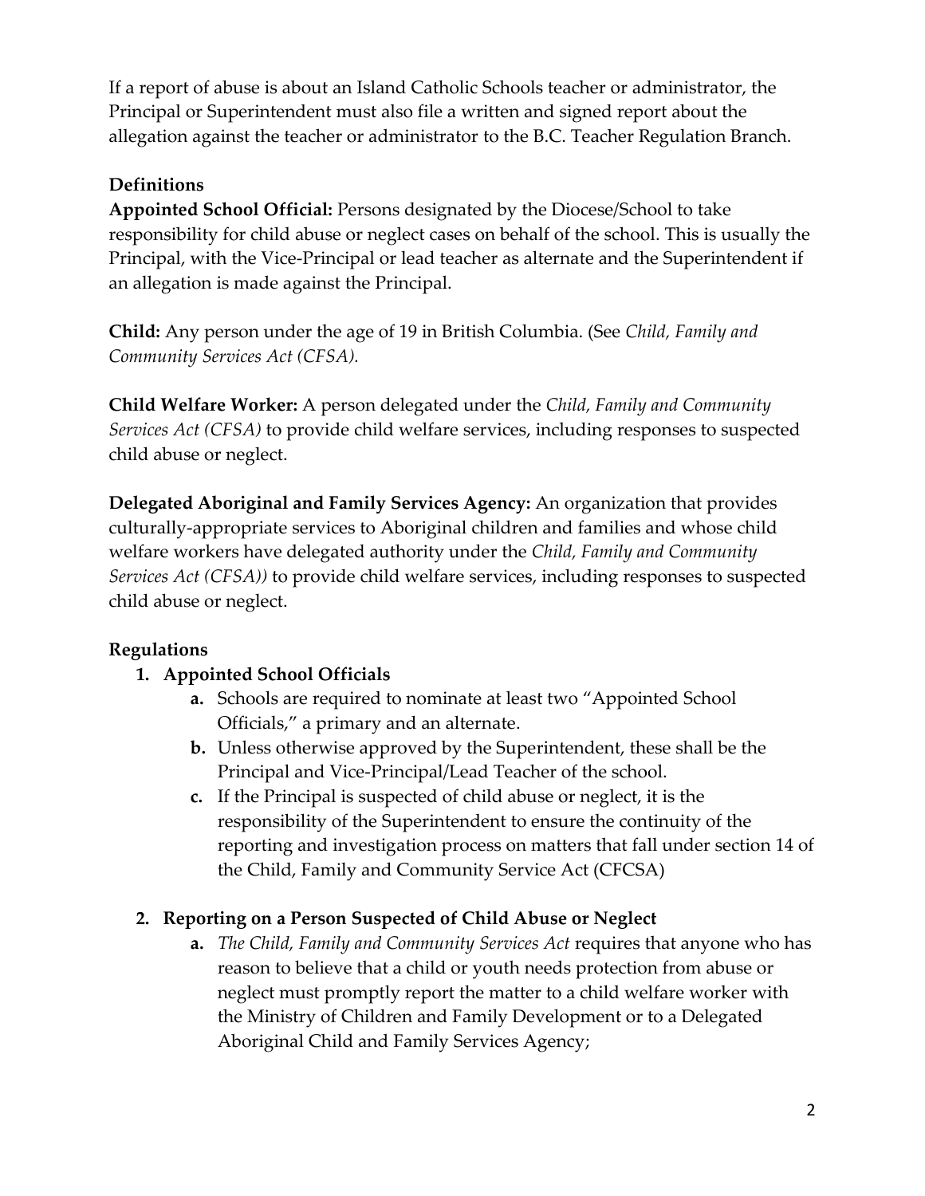If a report of abuse is about an Island Catholic Schools teacher or administrator, the Principal or Superintendent must also file a written and signed report about the allegation against the teacher or administrator to the B.C. Teacher Regulation Branch.

**Definitions**

**Appointed School Official:** Persons designated by the Diocese/School to take responsibility for child abuse or neglect cases on behalf of the school. This is usually the Principal, with the Vice-Principal or lead teacher as alternate and the Superintendent if an allegation is made against the Principal.

**Child:** Any person under the age of 19 in British Columbia. (See *Child, Family and Community Services Act (CFSA).*

**Child Welfare Worker:** A person delegated under the *Child, Family and Community Services Act (CFSA)* to provide child welfare services, including responses to suspected child abuse or neglect.

**Delegated Aboriginal and Family Services Agency:** An organization that provides culturally-appropriate services to Aboriginal children and families and whose child welfare workers have delegated authority under the *Child, Family and Community Services Act (CFSA))* to provide child welfare services, including responses to suspected child abuse or neglect.

**Regulations**

1. **Appointed School Officials**
    - **a.** Schools are required to nominate at least two "Appointed School Officials," a primary and an alternate.
    - **b.** Unless otherwise approved by the Superintendent, these shall be the Principal and Vice-Principal/Lead Teacher of the school.
    - **c.** If the Principal is suspected of child abuse or neglect, it is the responsibility of the Superintendent to ensure the continuity of the reporting and investigation process on matters that fall under section 14 of the Child, Family and Community Service Act (CFCSA)

2. **Reporting on a Person Suspected of Child Abuse or Neglect**
    - **a.** *The Child, Family and Community Services Act* requires that anyone who has reason to believe that a child or youth needs protection from abuse or neglect must promptly report the matter to a child welfare worker with the Ministry of Children and Family Development or to a Delegated Aboriginal Child and Family Services Agency;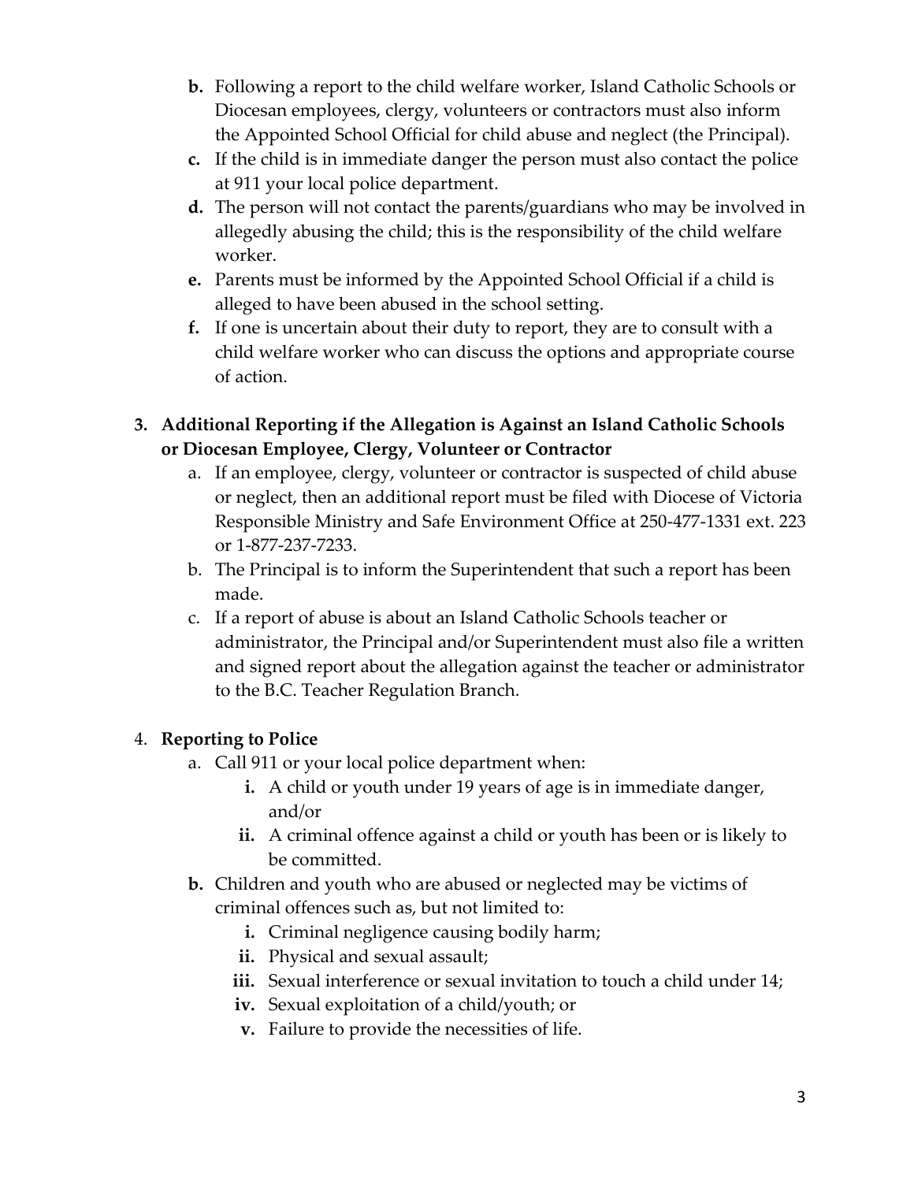b. Following a report to the child welfare worker, Island Catholic Schools or Diocesan employees, clergy, volunteers or contractors must also inform the Appointed School Official for child abuse and neglect (the Principal).

c. If the child is in immediate danger the person must also contact the police at 911 your local police department.

d. The person will not contact the parents/guardians who may be involved in allegedly abusing the child; this is the responsibility of the child welfare worker.

e. Parents must be informed by the Appointed School Official if a child is alleged to have been abused in the school setting.

f. If one is uncertain about their duty to report, they are to consult with a child welfare worker who can discuss the options and appropriate course of action.

**3. Additional Reporting if the Allegation is Against an Island Catholic Schools or Diocesan Employee, Clergy, Volunteer or Contractor**

a. If an employee, clergy, volunteer or contractor is suspected of child abuse or neglect, then an additional report must be filed with Diocese of Victoria Responsible Ministry and Safe Environment Office at 250-477-1331 ext. 223 or 1-877-237-7233.

b. The Principal is to inform the Superintendent that such a report has been made.

c. If a report of abuse is about an Island Catholic Schools teacher or administrator, the Principal and/or Superintendent must also file a written and signed report about the allegation against the teacher or administrator to the B.C. Teacher Regulation Branch.

4. **Reporting to Police**

a. Call 911 or your local police department when:

   i. A child or youth under 19 years of age is in immediate danger, and/or

   ii. A criminal offence against a child or youth has been or is likely to be committed.

b. Children and youth who are abused or neglected may be victims of criminal offences such as, but not limited to:

   i. Criminal negligence causing bodily harm;

   ii. Physical and sexual assault;

   iii. Sexual interference or sexual invitation to touch a child under 14;

   iv. Sexual exploitation of a child/youth; or

   v. Failure to provide the necessities of life.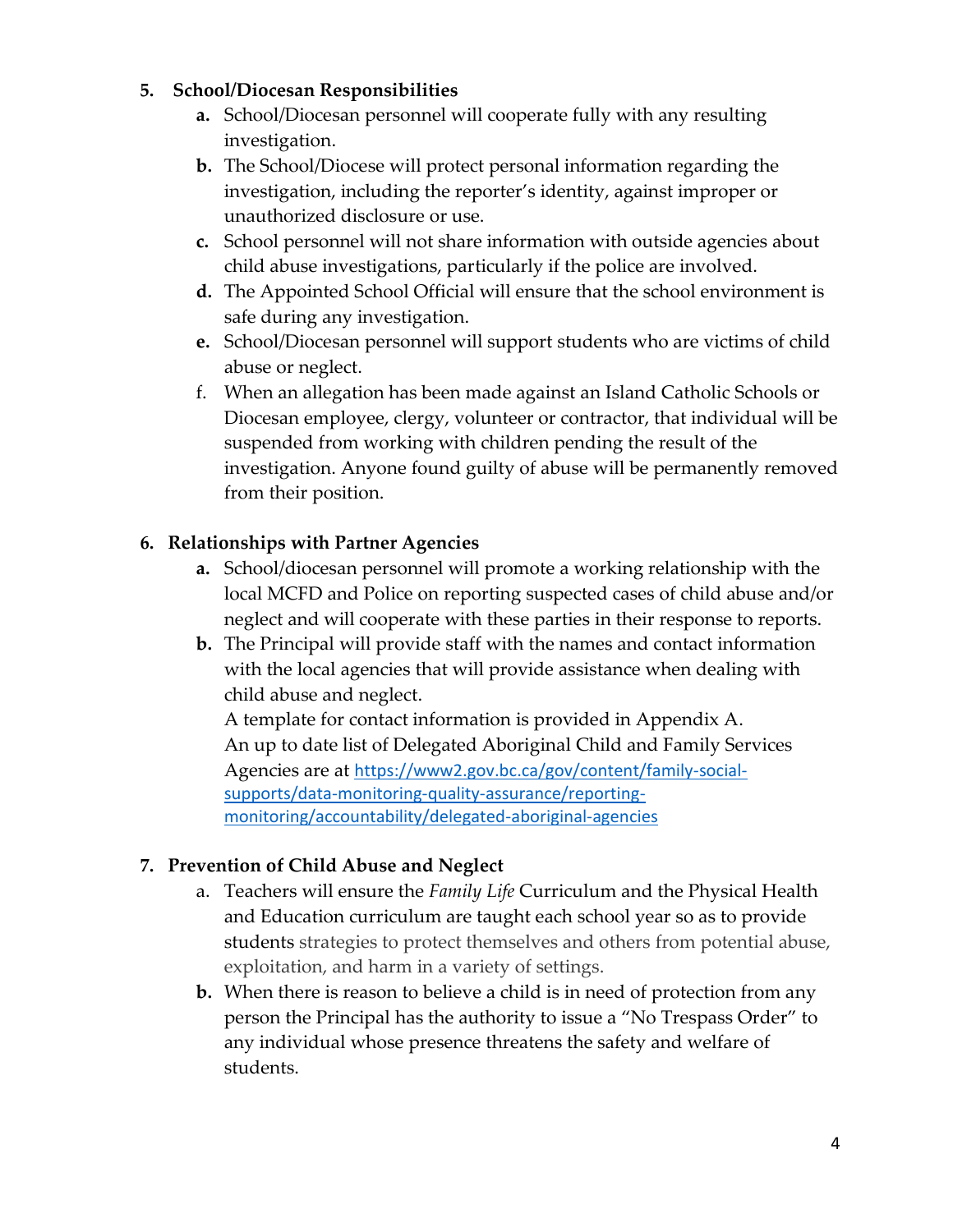5. **School/Diocesan Responsibilities**
   - **a.** School/Diocesan personnel will cooperate fully with any resulting investigation.
   - **b.** The School/Diocese will protect personal information regarding the investigation, including the reporter's identity, against improper or unauthorized disclosure or use.
   - **c.** School personnel will not share information with outside agencies about child abuse investigations, particularly if the police are involved.
   - **d.** The Appointed School Official will ensure that the school environment is safe during any investigation.
   - **e.** School/Diocesan personnel will support students who are victims of child abuse or neglect.
   - f. When an allegation has been made against an Island Catholic Schools or Diocesan employee, clergy, volunteer or contractor, that individual will be suspended from working with children pending the result of the investigation. Anyone found guilty of abuse will be permanently removed from their position.

6. **Relationships with Partner Agencies**
   - **a.** School/diocesan personnel will promote a working relationship with the local MCFD and Police on reporting suspected cases of child abuse and/or neglect and will cooperate with these parties in their response to reports.
   - **b.** The Principal will provide staff with the names and contact information with the local agencies that will provide assistance when dealing with child abuse and neglect.
     A template for contact information is provided in Appendix A.
     An up to date list of Delegated Aboriginal Child and Family Services Agencies are at https://www2.gov.bc.ca/gov/content/family-social-supports/data-monitoring-quality-assurance/reporting-monitoring/accountability/delegated-aboriginal-agencies

7. **Prevention of Child Abuse and Neglect**
   - a. Teachers will ensure the *Family Life* Curriculum and the Physical Health and Education curriculum are taught each school year so as to provide students strategies to protect themselves and others from potential abuse, exploitation, and harm in a variety of settings.
   - **b.** When there is reason to believe a child is in need of protection from any person the Principal has the authority to issue a "No Trespass Order" to any individual whose presence threatens the safety and welfare of students.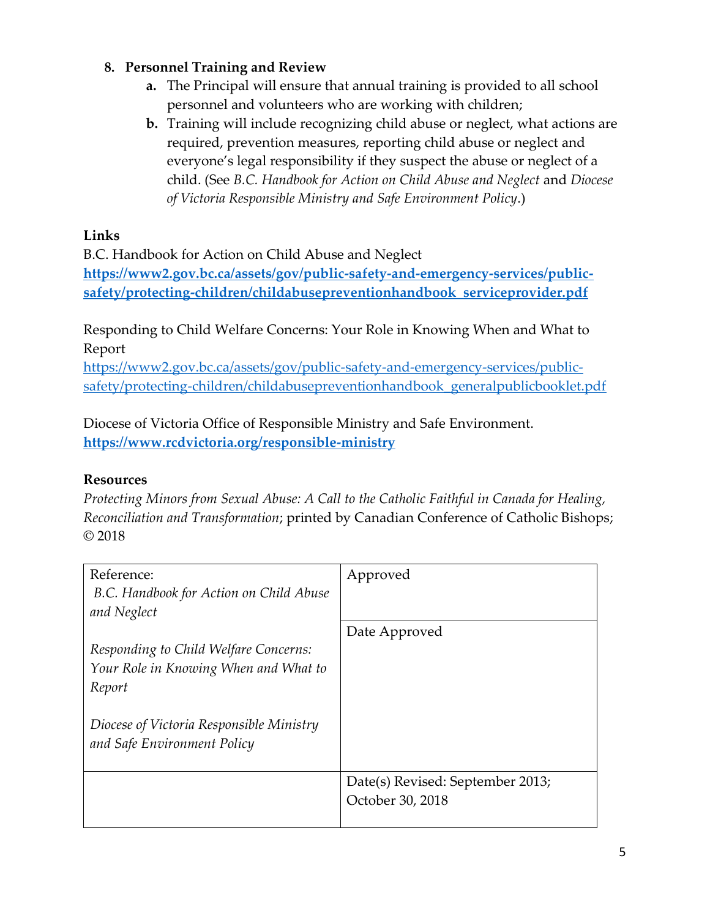8. **Personnel Training and Review**
    a. The Principal will ensure that annual training is provided to all school personnel and volunteers who are working with children;
    b. Training will include recognizing child abuse or neglect, what actions are required, prevention measures, reporting child abuse or neglect and everyone's legal responsibility if they suspect the abuse or neglect of a child. (See *B.C. Handbook for Action on Child Abuse and Neglect* and *Diocese of Victoria Responsible Ministry and Safe Environment Policy*.)

### Links

B.C. Handbook for Action on Child Abuse and Neglect
**https://www2.gov.bc.ca/assets/gov/public-safety-and-emergency-services/public-safety/protecting-children/childabusepreventionhandbook_serviceprovider.pdf**

Responding to Child Welfare Concerns: Your Role in Knowing When and What to Report
https://www2.gov.bc.ca/assets/gov/public-safety-and-emergency-services/public-safety/protecting-children/childabusepreventionhandbook_generalpublicbooklet.pdf

Diocese of Victoria Office of Responsible Ministry and Safe Environment.
**https://www.rcdvictoria.org/responsible-ministry**

### Resources

*Protecting Minors from Sexual Abuse: A Call to the Catholic Faithful in Canada for Healing, Reconciliation and Transformation*; printed by Canadian Conference of Catholic Bishops; © 2018

| Reference: *B.C. Handbook for Action on Child Abuse and Neglect* <br><br> *Responding to Child Welfare Concerns: Your Role in Knowing When and What to Report* <br><br> *Diocese of Victoria Responsible Ministry and Safe Environment Policy* | Approved <br><br> Date Approved |
|---|---|
| | Date(s) Revised: September 2013; October 30, 2018 |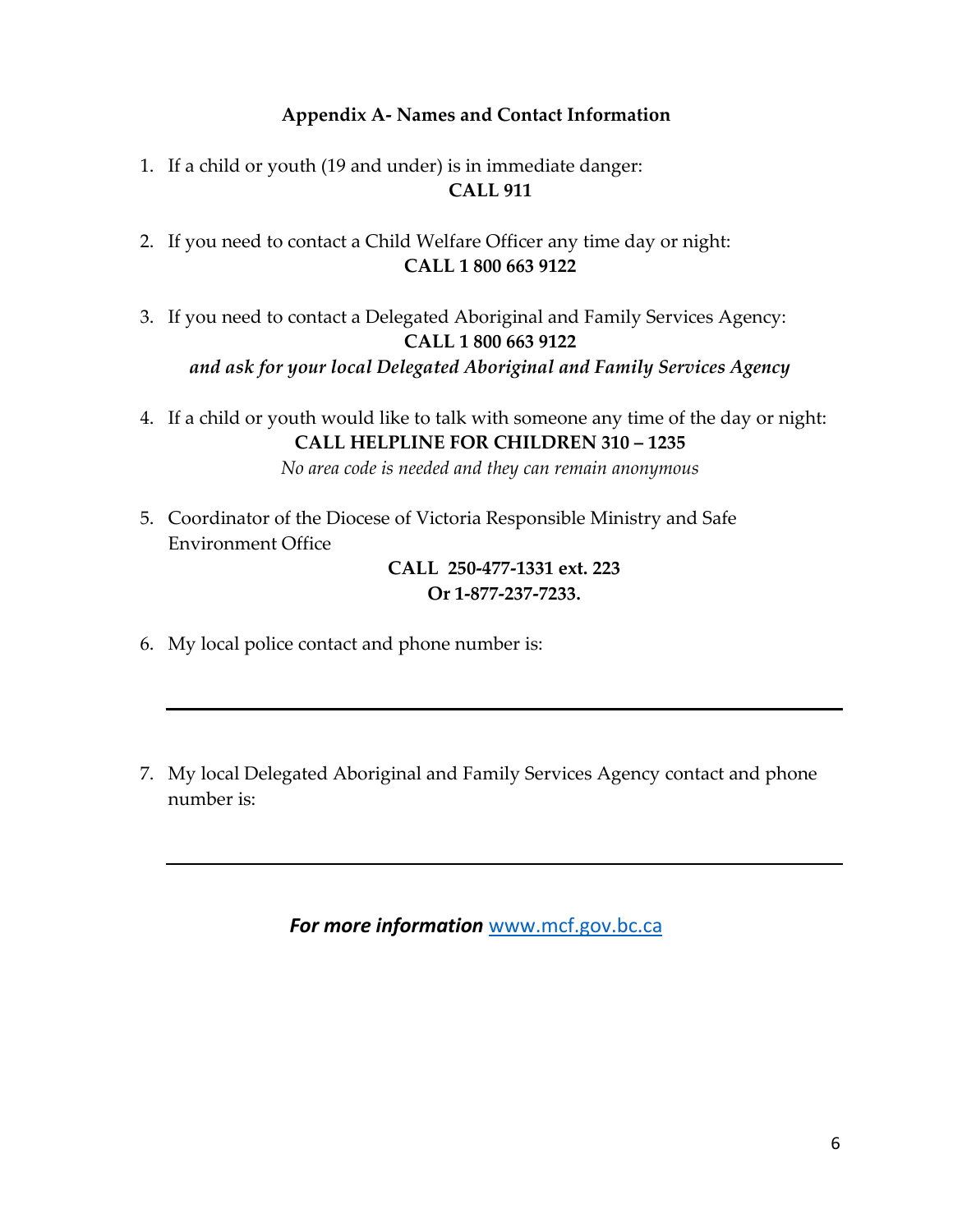## Appendix A- Names and Contact Information

1. If a child or youth (19 and under) is in immediate danger:
   **CALL 911**

2. If you need to contact a Child Welfare Officer any time day or night:
   **CALL 1 800 663 9122**

3. If you need to contact a Delegated Aboriginal and Family Services Agency:
   **CALL 1 800 663 9122**
   ***and ask for your local Delegated Aboriginal and Family Services Agency***

4. If a child or youth would like to talk with someone any time of the day or night:
   **CALL HELPLINE FOR CHILDREN 310 – 1235**
   *No area code is needed and they can remain anonymous*

5. Coordinator of the Diocese of Victoria Responsible Ministry and Safe Environment Office
   **CALL 250-477-1331 ext. 223**
   **Or 1-877-237-7233.**

6. My local police contact and phone number is:

   ______________________________________________

7. My local Delegated Aboriginal and Family Services Agency contact and phone number is:

   ______________________________________________

***For more information*** [www.mcf.gov.bc.ca](http://www.mcf.gov.bc.ca)